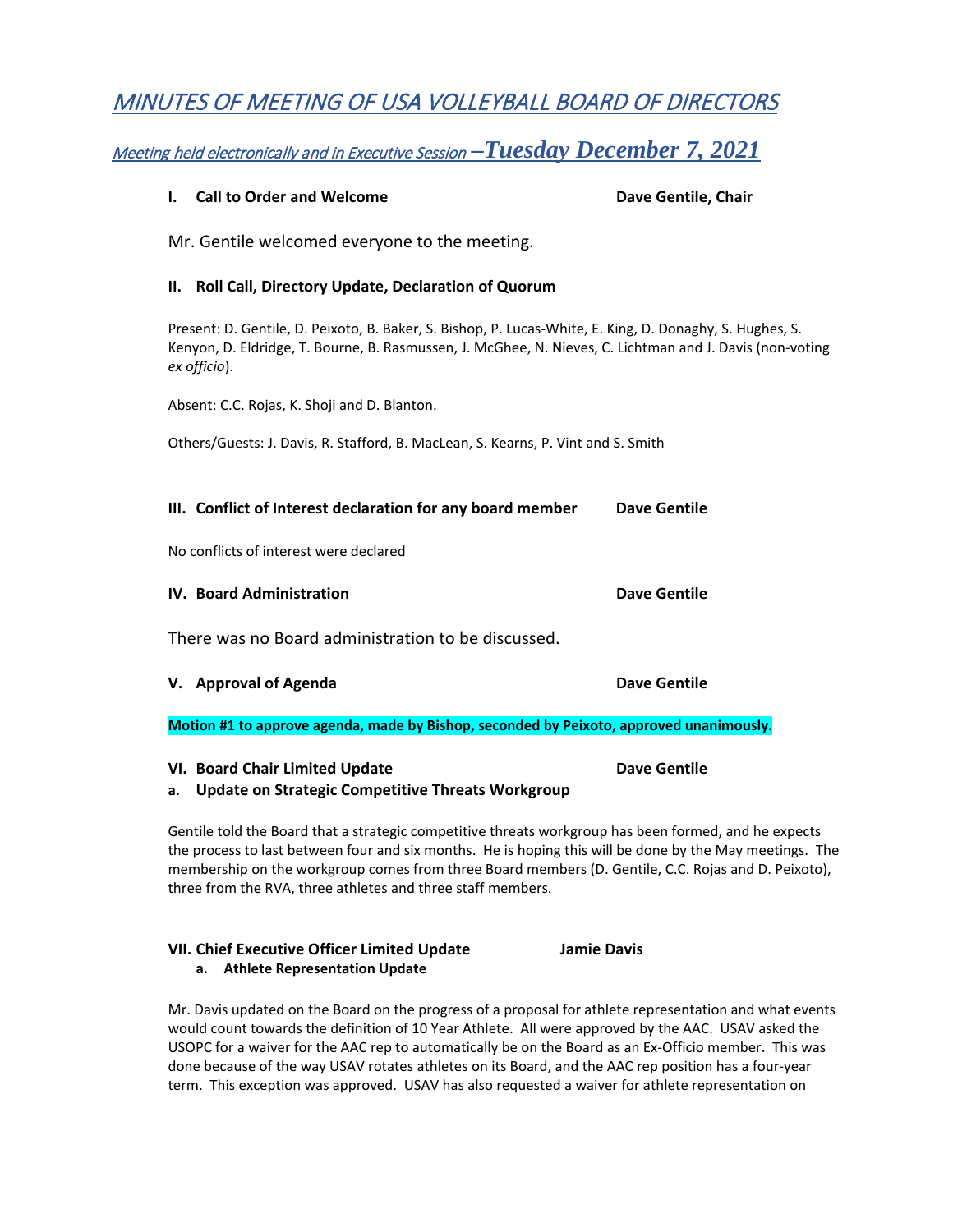# MINUTES OF MEETING OF USA VOLLEYBALL BOARD OF DIRECTORS

## Meeting held electronically and in Executive Session –Tuesday December 7, 2021

### I. Call to Order and Welcome — Dave Gentile, Chair

Mr. Gentile welcomed everyone to the meeting.

### II. Roll Call, Directory Update, Declaration of Quorum

Present: D. Gentile, D. Peixoto, B. Baker, S. Bishop, P. Lucas-White, E. King, D. Donaghy, S. Hughes, S. Kenyon, D. Eldridge, T. Bourne, B. Rasmussen, J. McGhee, N. Nieves, C. Lichtman and J. Davis (non-voting *ex officio*).

Absent: C.C. Rojas, K. Shoji and D. Blanton.

Others/Guests: J. Davis, R. Stafford, B. MacLean, S. Kearns, P. Vint and S. Smith

### III. Conflict of Interest declaration for any board member — Dave Gentile

No conflicts of interest were declared

### IV. Board Administration — Dave Gentile

There was no Board administration to be discussed.

### V. Approval of Agenda — Dave Gentile

**Motion #1 to approve agenda, made by Bishop, seconded by Peixoto, approved unanimously.**

### VI. Board Chair Limited Update — Dave Gentile

**a. Update on Strategic Competitive Threats Workgroup**

Gentile told the Board that a strategic competitive threats workgroup has been formed, and he expects the process to last between four and six months. He is hoping this will be done by the May meetings. The membership on the workgroup comes from three Board members (D. Gentile, C.C. Rojas and D. Peixoto), three from the RVA, three athletes and three staff members.

### VII. Chief Executive Officer Limited Update — Jamie Davis

**a. Athlete Representation Update**

Mr. Davis updated on the Board on the progress of a proposal for athlete representation and what events would count towards the definition of 10 Year Athlete. All were approved by the AAC. USAV asked the USOPC for a waiver for the AAC rep to automatically be on the Board as an Ex-Officio member. This was done because of the way USAV rotates athletes on its Board, and the AAC rep position has a four-year term. This exception was approved. USAV has also requested a waiver for athlete representation on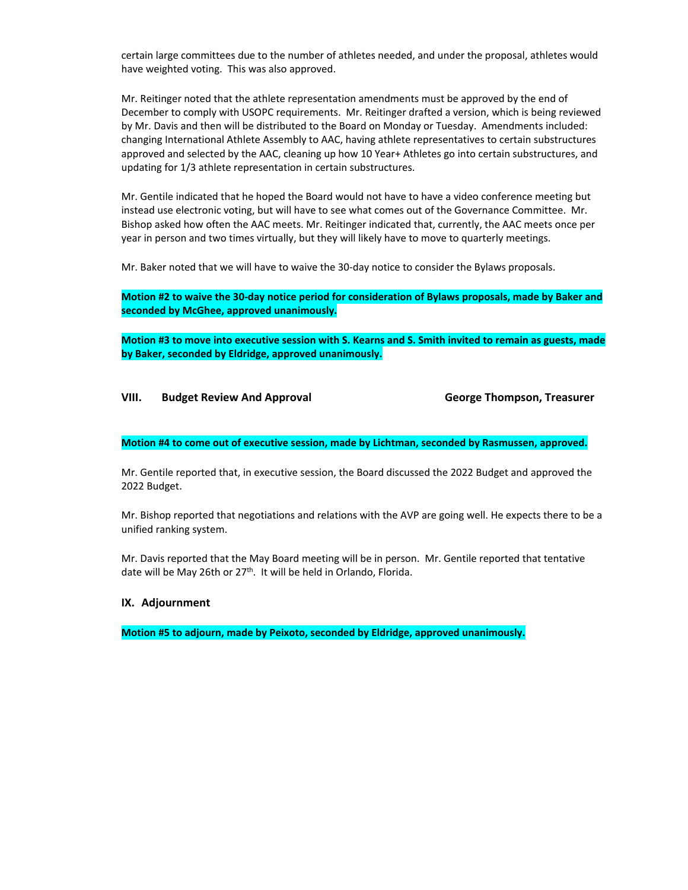certain large committees due to the number of athletes needed, and under the proposal, athletes would have weighted voting. This was also approved.

Mr. Reitinger noted that the athlete representation amendments must be approved by the end of December to comply with USOPC requirements. Mr. Reitinger drafted a version, which is being reviewed by Mr. Davis and then will be distributed to the Board on Monday or Tuesday. Amendments included: changing International Athlete Assembly to AAC, having athlete representatives to certain substructures approved and selected by the AAC, cleaning up how 10 Year+ Athletes go into certain substructures, and updating for 1/3 athlete representation in certain substructures.

Mr. Gentile indicated that he hoped the Board would not have to have a video conference meeting but instead use electronic voting, but will have to see what comes out of the Governance Committee. Mr. Bishop asked how often the AAC meets. Mr. Reitinger indicated that, currently, the AAC meets once per year in person and two times virtually, but they will likely have to move to quarterly meetings.

Mr. Baker noted that we will have to waive the 30-day notice to consider the Bylaws proposals.

**Motion #2 to waive the 30-day notice period for consideration of Bylaws proposals, made by Baker and seconded by McGhee, approved unanimously.**

**Motion #3 to move into executive session with S. Kearns and S. Smith invited to remain as guests, made by Baker, seconded by Eldridge, approved unanimously.**

## VIII. Budget Review And Approval — George Thompson, Treasurer

**Motion #4 to come out of executive session, made by Lichtman, seconded by Rasmussen, approved.**

Mr. Gentile reported that, in executive session, the Board discussed the 2022 Budget and approved the 2022 Budget.

Mr. Bishop reported that negotiations and relations with the AVP are going well. He expects there to be a unified ranking system.

Mr. Davis reported that the May Board meeting will be in person. Mr. Gentile reported that tentative date will be May 26th or 27th. It will be held in Orlando, Florida.

## IX. Adjournment

**Motion #5 to adjourn, made by Peixoto, seconded by Eldridge, approved unanimously.**